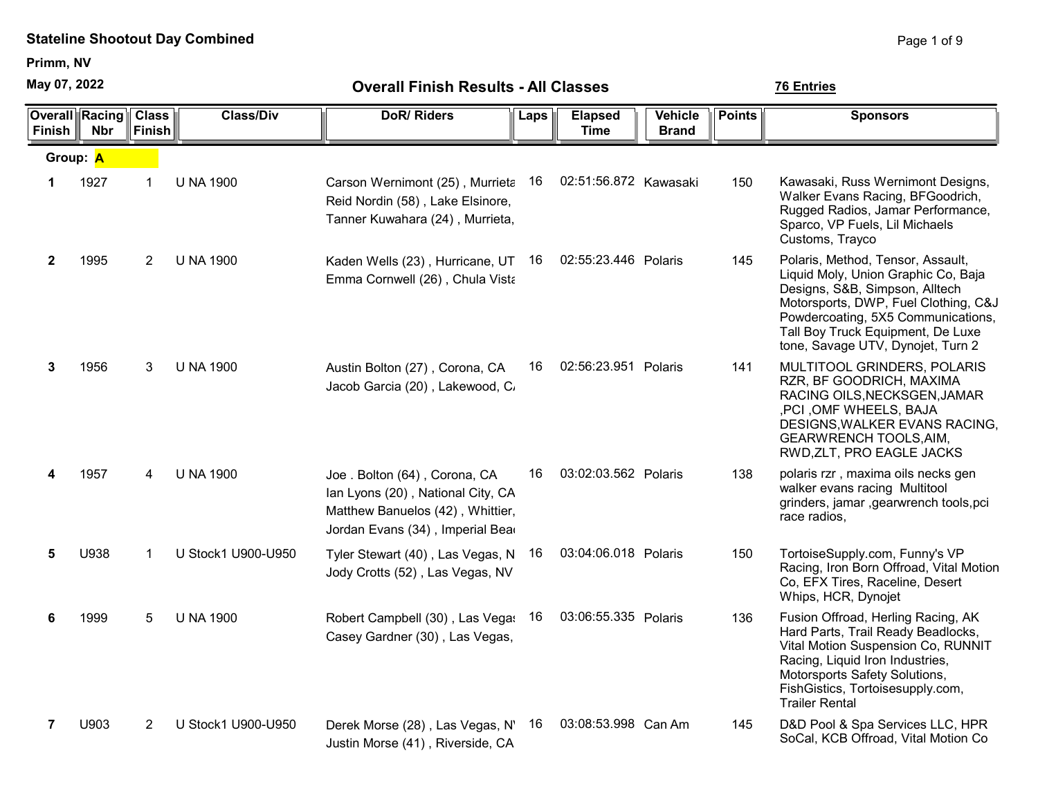**Stateline Shootout Day Combined**

**Primm, NV**

**May 07, 2022**

## Overall Finish Results - All Classes

**76 Entries**

| Overall Finish | Racing Nbr | Class Finish | Class/Div | DoR/ Riders | Laps | Elapsed Time | Vehicle Brand | Points | Sponsors |
|---|---|---|---|---|---|---|---|---|---|
| **Group: A** | | | | | | | | | |
| 1 | 1927 | 1 | U NA 1900 | Carson Wernimont (25) , Murrieta<br>Reid Nordin (58) , Lake Elsinore,<br>Tanner Kuwahara (24) , Murrieta, | 16 | 02:51:56.872 | Kawasaki | 150 | Kawasaki, Russ Wernimont Designs, Walker Evans Racing, BFGoodrich, Rugged Radios, Jamar Performance, Sparco, VP Fuels, Lil Michaels Customs, Trayco |
| 2 | 1995 | 2 | U NA 1900 | Kaden Wells (23) , Hurricane, UT<br>Emma Cornwell (26) , Chula Vista | 16 | 02:55:23.446 | Polaris | 145 | Polaris, Method, Tensor, Assault, Liquid Moly, Union Graphic Co, Baja Designs, S&B, Simpson, Alltech Motorsports, DWP, Fuel Clothing, C&J Powdercoating, 5X5 Communications, Tall Boy Truck Equipment, De Luxe tone, Savage UTV, Dynojet, Turn 2 |
| 3 | 1956 | 3 | U NA 1900 | Austin Bolton (27) , Corona, CA<br>Jacob Garcia (20) , Lakewood, CA | 16 | 02:56:23.951 | Polaris | 141 | MULTITOOL GRINDERS, POLARIS RZR, BF GOODRICH, MAXIMA RACING OILS,NECKSGEN,JAMAR ,PCI ,OMF WHEELS, BAJA DESIGNS,WALKER EVANS RACING, GEARWRENCH TOOLS,AIM, RWD,ZLT, PRO EAGLE JACKS |
| 4 | 1957 | 4 | U NA 1900 | Joe . Bolton (64) , Corona, CA<br>Ian Lyons (20) , National City, CA<br>Matthew Banuelos (42) , Whittier,<br>Jordan Evans (34) , Imperial Bea | 16 | 03:02:03.562 | Polaris | 138 | polaris rzr , maxima oils necks gen walker evans racing Multitool grinders, jamar ,gearwrench tools,pci race radios, |
| 5 | U938 | 1 | U Stock1 U900-U950 | Tyler Stewart (40) , Las Vegas, N<br>Jody Crotts (52) , Las Vegas, NV | 16 | 03:04:06.018 | Polaris | 150 | TortoiseSupply.com, Funny's VP Racing, Iron Born Offroad, Vital Motion Co, EFX Tires, Raceline, Desert Whips, HCR, Dynojet |
| 6 | 1999 | 5 | U NA 1900 | Robert Campbell (30) , Las Vegas<br>Casey Gardner (30) , Las Vegas, | 16 | 03:06:55.335 | Polaris | 136 | Fusion Offroad, Herling Racing, AK Hard Parts, Trail Ready Beadlocks, Vital Motion Suspension Co, RUNNIT Racing, Liquid Iron Industries, Motorsports Safety Solutions, FishGistics, Tortoisesupply.com, Trailer Rental |
| 7 | U903 | 2 | U Stock1 U900-U950 | Derek Morse (28) , Las Vegas, NV<br>Justin Morse (41) , Riverside, CA | 16 | 03:08:53.998 | Can Am | 145 | D&D Pool & Spa Services LLC, HPR SoCal, KCB Offroad, Vital Motion Co |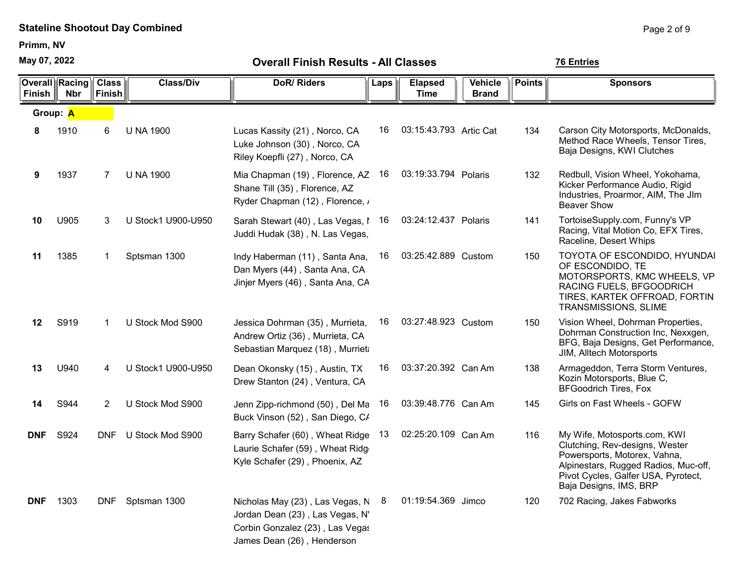**Stateline Shootout Day Combined**

**Primm, NV**

**May 07, 2022**

## Overall Finish Results - All Classes

**76 Entries**

| Overall Finish | Racing Nbr | Class Finish | Class/Div | DoR/ Riders | Laps | Elapsed Time | Vehicle Brand | Points | Sponsors |
|---|---|---|---|---|---|---|---|---|---|
| **Group: A** | | | | | | | | | |
| **8** | 1910 | 6 | U NA 1900 | Lucas Kassity (21) , Norco, CA<br>Luke Johnson (30) , Norco, CA<br>Riley Koepfli (27) , Norco, CA | 16 | 03:15:43.793 | Artic Cat | 134 | Carson City Motorsports, McDonalds, Method Race Wheels, Tensor Tires, Baja Designs, KWI Clutches |
| **9** | 1937 | 7 | U NA 1900 | Mia Chapman (19) , Florence, AZ<br>Shane Till (35) , Florence, AZ<br>Ryder Chapman (12) , Florence, / | 16 | 03:19:33.794 | Polaris | 132 | Redbull, Vision Wheel, Yokohama, Kicker Performance Audio, Rigid Industries, Proarmor, AIM, The JIm Beaver Show |
| **10** | U905 | 3 | U Stock1 U900-U950 | Sarah Stewart (40) , Las Vegas, I<br>Juddi Hudak (38) , N. Las Vegas, | 16 | 03:24:12.437 | Polaris | 141 | TortoiseSupply.com, Funny's VP Racing, Vital Motion Co, EFX Tires, Raceline, Desert Whips |
| **11** | 1385 | 1 | Sptsman 1300 | Indy Haberman (11) , Santa Ana,<br>Dan Myers (44) , Santa Ana, CA<br>Jinjer Myers (46) , Santa Ana, CA | 16 | 03:25:42.889 | Custom | 150 | TOYOTA OF ESCONDIDO, HYUNDAI OF ESCONDIDO, TE MOTORSPORTS, KMC WHEELS, VP RACING FUELS, BFGOODRICH TIRES, KARTEK OFFROAD, FORTIN TRANSMISSIONS, SLIME |
| **12** | S919 | 1 | U Stock Mod S900 | Jessica Dohrman (35) , Murrieta,<br>Andrew Ortiz (36) , Murrieta, CA<br>Sebastian Marquez (18) , Murriet | 16 | 03:27:48.923 | Custom | 150 | Vision Wheel, Dohrman Properties, Dohrman Construction Inc, Nexxgen, BFG, Baja Designs, Get Performance, JIM, Alltech Motorsports |
| **13** | U940 | 4 | U Stock1 U900-U950 | Dean Okonsky (15) , Austin, TX<br>Drew Stanton (24) , Ventura, CA | 16 | 03:37:20.392 | Can Am | 138 | Armageddon, Terra Storm Ventures, Kozin Motorsports, Blue C, BFGoodrich Tires, Fox |
| **14** | S944 | 2 | U Stock Mod S900 | Jenn Zipp-richmond (50) , Del Ma<br>Buck Vinson (52) , San Diego, C/ | 16 | 03:39:48.776 | Can Am | 145 | Girls on Fast Wheels - GOFW |
| **DNF** | S924 | DNF | U Stock Mod S900 | Barry Schafer (60) , Wheat Ridge<br>Laurie Schafer (59) , Wheat Ridg<br>Kyle Schafer (29) , Phoenix, AZ | 13 | 02:25:20.109 | Can Am | 116 | My Wife, Motosports.com, KWI Clutching, Rev-designs, Wester Powersports, Motorex, Vahna, Alpinestars, Rugged Radios, Muc-off, Pivot Cycles, Galfer USA, Pyrotect, Baja Designs, IMS, BRP |
| **DNF** | 1303 | DNF | Sptsman 1300 | Nicholas May (23) , Las Vegas, N<br>Jordan Dean (23) , Las Vegas, N<br>Corbin Gonzalez (23) , Las Vegas<br>James Dean (26) , Henderson | 8 | 01:19:54.369 | Jimco | 120 | 702 Racing, Jakes Fabworks |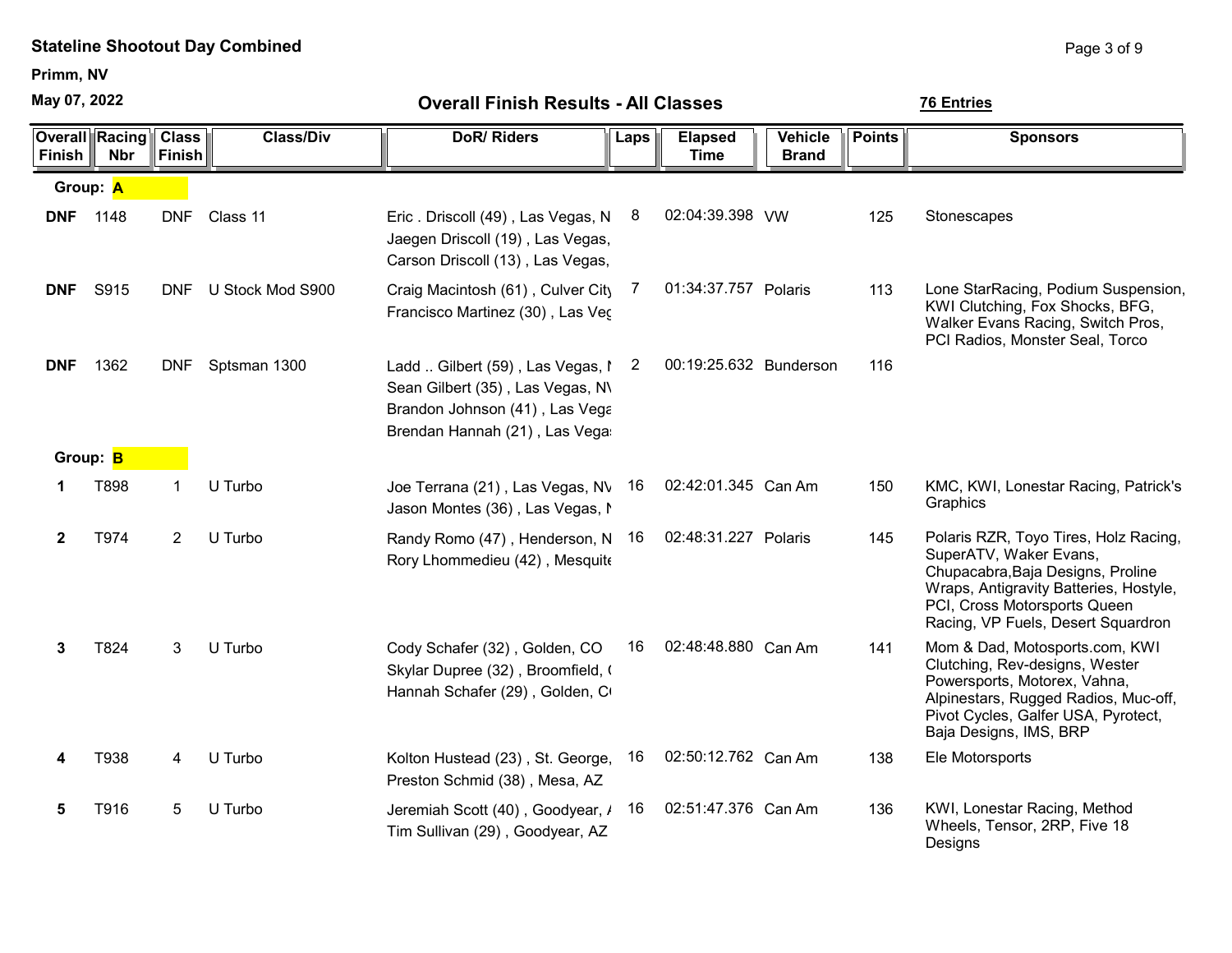**Stateline Shootout Day Combined**

**Primm, NV**

**May 07, 2022**

## Overall Finish Results - All Classes

**76 Entries**

| Overall Finish | Racing Nbr | Class Finish | Class/Div | DoR/ Riders | Laps | Elapsed Time | Vehicle Brand | Points | Sponsors |
|---|---|---|---|---|---|---|---|---|---|
| **Group: A** | | | | | | | | | |
| **DNF** | 1148 | DNF | Class 11 | Eric . Driscoll (49) , Las Vegas, N<br>Jaegen Driscoll (19) , Las Vegas,<br>Carson Driscoll (13) , Las Vegas, | 8 | 02:04:39.398 | VW | 125 | Stonescapes |
| **DNF** | S915 | DNF | U Stock Mod S900 | Craig Macintosh (61) , Culver City<br>Francisco Martinez (30) , Las Veg | 7 | 01:34:37.757 | Polaris | 113 | Lone StarRacing, Podium Suspension, KWI Clutching, Fox Shocks, BFG, Walker Evans Racing, Switch Pros, PCI Radios, Monster Seal, Torco |
| **DNF** | 1362 | DNF | Sptsman 1300 | Ladd .. Gilbert (59) , Las Vegas, N<br>Sean Gilbert (35) , Las Vegas, NV<br>Brandon Johnson (41) , Las Vega<br>Brendan Hannah (21) , Las Vegas | 2 | 00:19:25.632 | Bunderson | 116 | |
| **Group: B** | | | | | | | | | |
| **1** | T898 | 1 | U Turbo | Joe Terrana (21) , Las Vegas, NV<br>Jason Montes (36) , Las Vegas, N | 16 | 02:42:01.345 | Can Am | 150 | KMC, KWI, Lonestar Racing, Patrick's Graphics |
| **2** | T974 | 2 | U Turbo | Randy Romo (47) , Henderson, N<br>Rory Lhommedieu (42) , Mesquite | 16 | 02:48:31.227 | Polaris | 145 | Polaris RZR, Toyo Tires, Holz Racing, SuperATV, Waker Evans, Chupacabra,Baja Designs, Proline Wraps, Antigravity Batteries, Hostyle, PCI, Cross Motorsports Queen Racing, VP Fuels, Desert Squardron |
| **3** | T824 | 3 | U Turbo | Cody Schafer (32) , Golden, CO<br>Skylar Dupree (32) , Broomfield, C<br>Hannah Schafer (29) , Golden, CO | 16 | 02:48:48.880 | Can Am | 141 | Mom & Dad, Motosports.com, KWI Clutching, Rev-designs, Wester Powersports, Motorex, Vahna, Alpinestars, Rugged Radios, Muc-off, Pivot Cycles, Galfer USA, Pyrotect, Baja Designs, IMS, BRP |
| **4** | T938 | 4 | U Turbo | Kolton Hustead (23) , St. George,<br>Preston Schmid (38) , Mesa, AZ | 16 | 02:50:12.762 | Can Am | 138 | Ele Motorsports |
| **5** | T916 | 5 | U Turbo | Jeremiah Scott (40) , Goodyear, A<br>Tim Sullivan (29) , Goodyear, AZ | 16 | 02:51:47.376 | Can Am | 136 | KWI, Lonestar Racing, Method Wheels, Tensor, 2RP, Five 18 Designs |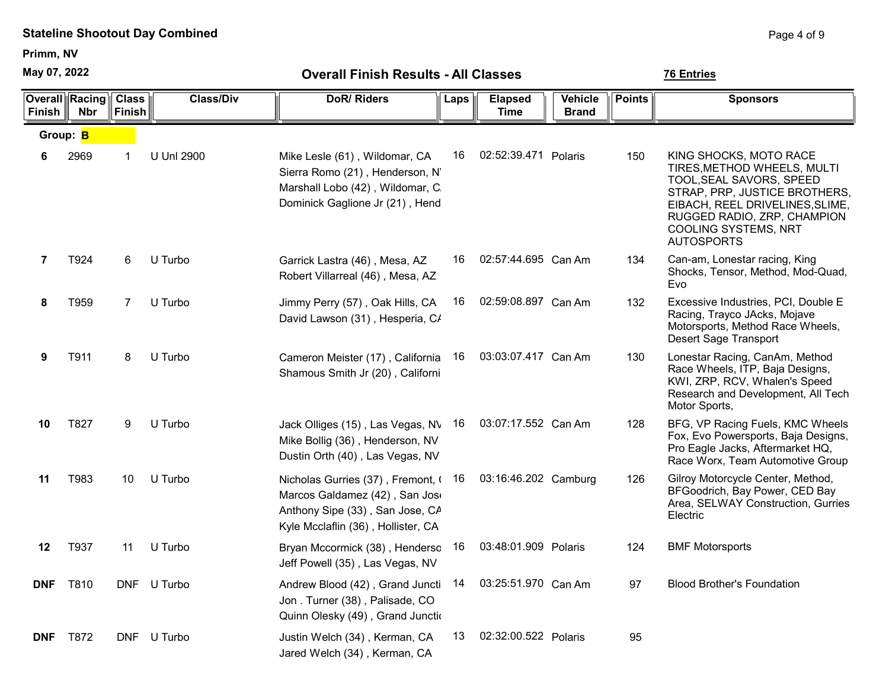**Stateline Shootout Day Combined**

**Primm, NV**

**May 07, 2022**

## Overall Finish Results - All Classes

**76 Entries**

| Overall Finish | Racing Nbr | Class Finish | Class/Div | DoR/ Riders | Laps | Elapsed Time | Vehicle Brand | Points | Sponsors |
|---|---|---|---|---|---|---|---|---|---|
| **Group: B** | | | | | | | | | |
| **6** | 2969 | 1 | U Unl 2900 | Mike Lesle (61) , Wildomar, CA<br>Sierra Romo (21) , Henderson, N<br>Marshall Lobo (42) , Wildomar, C<br>Dominick Gaglione Jr (21) , Hend | 16 | 02:52:39.471 | Polaris | 150 | KING SHOCKS, MOTO RACE TIRES,METHOD WHEELS, MULTI TOOL,SEAL SAVORS, SPEED STRAP, PRP, JUSTICE BROTHERS, EIBACH, REEL DRIVELINES,SLIME, RUGGED RADIO, ZRP, CHAMPION COOLING SYSTEMS, NRT AUTOSPORTS |
| **7** | T924 | 6 | U Turbo | Garrick Lastra (46) , Mesa, AZ<br>Robert Villarreal (46) , Mesa, AZ | 16 | 02:57:44.695 | Can Am | 134 | Can-am, Lonestar racing, King Shocks, Tensor, Method, Mod-Quad, Evo |
| **8** | T959 | 7 | U Turbo | Jimmy Perry (57) , Oak Hills, CA<br>David Lawson (31) , Hesperia, C | 16 | 02:59:08.897 | Can Am | 132 | Excessive Industries, PCI, Double E Racing, Trayco JAcks, Mojave Motorsports, Method Race Wheels, Desert Sage Transport |
| **9** | T911 | 8 | U Turbo | Cameron Meister (17) , California<br>Shamous Smith Jr (20) , Californi | 16 | 03:03:07.417 | Can Am | 130 | Lonestar Racing, CanAm, Method Race Wheels, ITP, Baja Designs, KWI, ZRP, RCV, Whalen's Speed Research and Development, All Tech Motor Sports, |
| **10** | T827 | 9 | U Turbo | Jack Olliges (15) , Las Vegas, NV<br>Mike Bollig (36) , Henderson, NV<br>Dustin Orth (40) , Las Vegas, NV | 16 | 03:07:17.552 | Can Am | 128 | BFG, VP Racing Fuels, KMC Wheels Fox, Evo Powersports, Baja Designs, Pro Eagle Jacks, Aftermarket HQ, Race Worx, Team Automotive Group |
| **11** | T983 | 10 | U Turbo | Nicholas Gurries (37) , Fremont, (<br>Marcos Galdamez (42) , San Jos<br>Anthony Sipe (33) , San Jose, CA<br>Kyle Mcclaflin (36) , Hollister, CA | 16 | 03:16:46.202 | Camburg | 126 | Gilroy Motorcycle Center, Method, BFGoodrich, Bay Power, CED Bay Area, SELWAY Construction, Gurries Electric |
| **12** | T937 | 11 | U Turbo | Bryan Mccormick (38) , Henderso<br>Jeff Powell (35) , Las Vegas, NV | 16 | 03:48:01.909 | Polaris | 124 | BMF Motorsports |
| **DNF** | T810 | DNF | U Turbo | Andrew Blood (42) , Grand Juncti<br>Jon . Turner (38) , Palisade, CO<br>Quinn Olesky (49) , Grand Juncti | 14 | 03:25:51.970 | Can Am | 97 | Blood Brother's Foundation |
| **DNF** | T872 | DNF | U Turbo | Justin Welch (34) , Kerman, CA<br>Jared Welch (34) , Kerman, CA | 13 | 02:32:00.522 | Polaris | 95 | |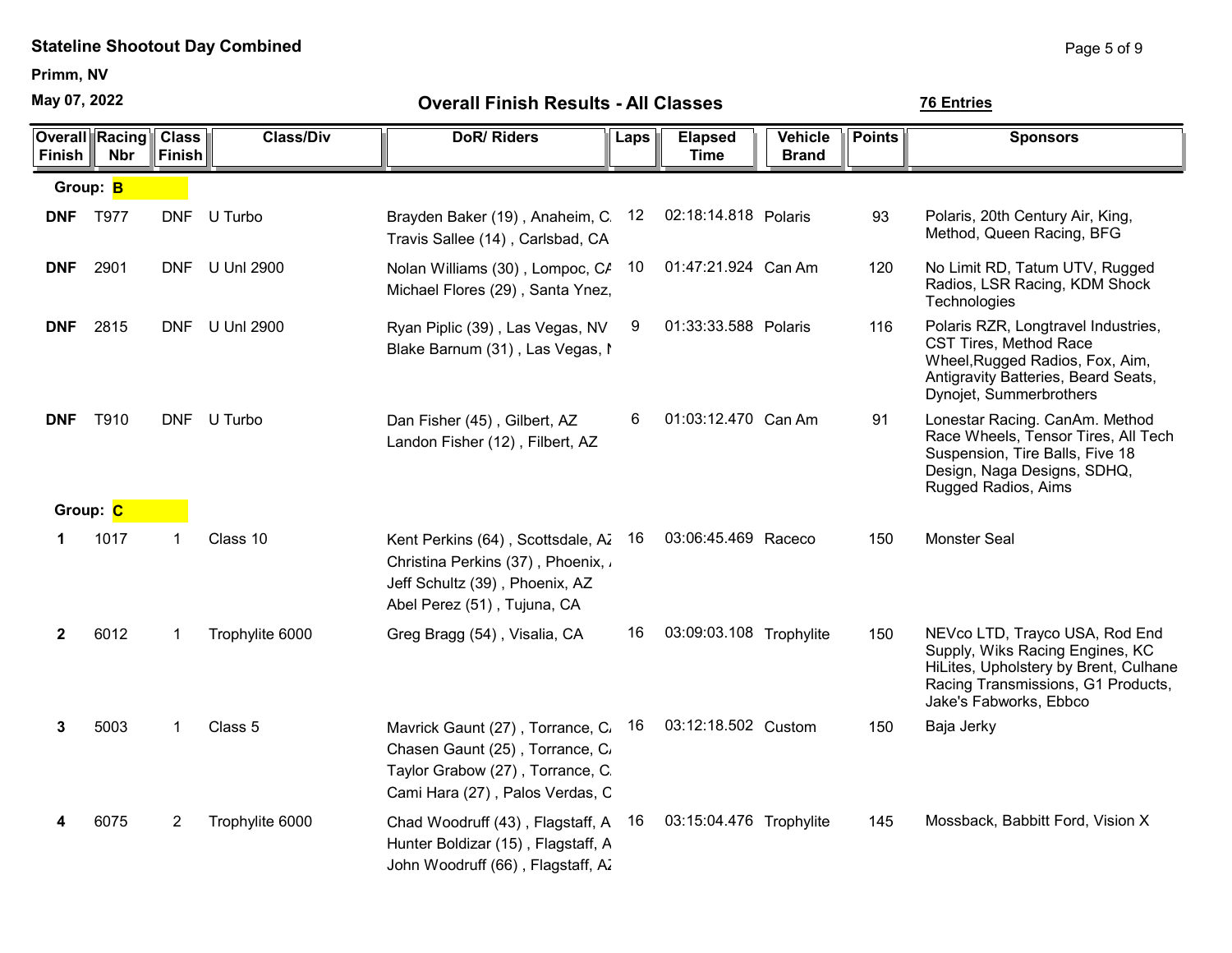**Stateline Shootout Day Combined**

**Primm, NV**

**May 07, 2022**

## Overall Finish Results - All Classes

**76 Entries**

| Overall Finish | Racing Nbr | Class Finish | Class/Div | DoR/ Riders | Laps | Elapsed Time | Vehicle Brand | Points | Sponsors |
|---|---|---|---|---|---|---|---|---|---|
| **Group: B** | | | | | | | | | |
| **DNF** | T977 | DNF | U Turbo | Brayden Baker (19) , Anaheim, C.<br>Travis Sallee (14) , Carlsbad, CA | 12 | 02:18:14.818 | Polaris | 93 | Polaris, 20th Century Air, King, Method, Queen Racing, BFG |
| **DNF** | 2901 | DNF | U Unl 2900 | Nolan Williams (30) , Lompoc, CA<br>Michael Flores (29) , Santa Ynez, | 10 | 01:47:21.924 | Can Am | 120 | No Limit RD, Tatum UTV, Rugged Radios, LSR Racing, KDM Shock Technologies |
| **DNF** | 2815 | DNF | U Unl 2900 | Ryan Piplic (39) , Las Vegas, NV<br>Blake Barnum (31) , Las Vegas, N | 9 | 01:33:33.588 | Polaris | 116 | Polaris RZR, Longtravel Industries, CST Tires, Method Race Wheel,Rugged Radios, Fox, Aim, Antigravity Batteries, Beard Seats, Dynojet, Summerbrothers |
| **DNF** | T910 | DNF | U Turbo | Dan Fisher (45) , Gilbert, AZ<br>Landon Fisher (12) , Filbert, AZ | 6 | 01:03:12.470 | Can Am | 91 | Lonestar Racing. CanAm. Method Race Wheels, Tensor Tires, All Tech Suspension, Tire Balls, Five 18 Design, Naga Designs, SDHQ, Rugged Radios, Aims |
| **Group: C** | | | | | | | | | |
| **1** | 1017 | 1 | Class 10 | Kent Perkins (64) , Scottsdale, AZ<br>Christina Perkins (37) , Phoenix, A<br>Jeff Schultz (39) , Phoenix, AZ<br>Abel Perez (51) , Tujuna, CA | 16 | 03:06:45.469 | Raceco | 150 | Monster Seal |
| **2** | 6012 | 1 | Trophylite 6000 | Greg Bragg (54) , Visalia, CA | 16 | 03:09:03.108 | Trophylite | 150 | NEVco LTD, Trayco USA, Rod End Supply, Wiks Racing Engines, KC HiLites, Upholstery by Brent, Culhane Racing Transmissions, G1 Products, Jake's Fabworks, Ebbco |
| **3** | 5003 | 1 | Class 5 | Mavrick Gaunt (27) , Torrance, CA<br>Chasen Gaunt (25) , Torrance, CA<br>Taylor Grabow (27) , Torrance, C.<br>Cami Hara (27) , Palos Verdas, C | 16 | 03:12:18.502 | Custom | 150 | Baja Jerky |
| **4** | 6075 | 2 | Trophylite 6000 | Chad Woodruff (43) , Flagstaff, A<br>Hunter Boldizar (15) , Flagstaff, A<br>John Woodruff (66) , Flagstaff, AZ | 16 | 03:15:04.476 | Trophylite | 145 | Mossback, Babbitt Ford, Vision X |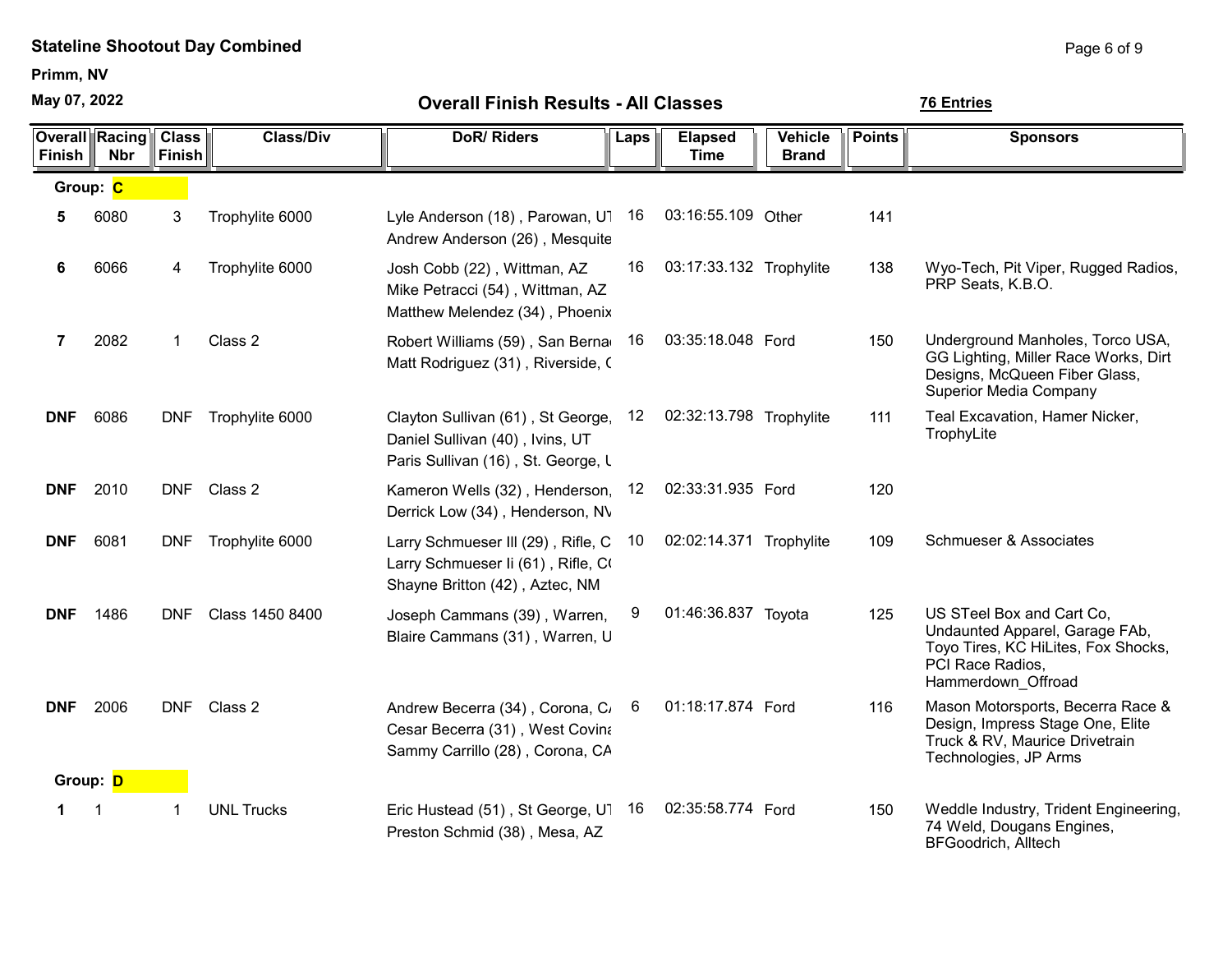**Stateline Shootout Day Combined**

**Primm, NV**

**May 07, 2022**

## Overall Finish Results - All Classes

**76 Entries**

| Overall Finish | Racing Nbr | Class Finish | Class/Div | DoR/ Riders | Laps | Elapsed Time | Vehicle Brand | Points | Sponsors |
|---|---|---|---|---|---|---|---|---|---|
| **Group: C** | | | | | | | | | |
| **5** | 6080 | 3 | Trophylite 6000 | Lyle Anderson (18) , Parowan, UT<br>Andrew Anderson (26) , Mesquite | 16 | 03:16:55.109 | Other | 141 | |
| **6** | 6066 | 4 | Trophylite 6000 | Josh Cobb (22) , Wittman, AZ<br>Mike Petracci (54) , Wittman, AZ<br>Matthew Melendez (34) , Phoenix | 16 | 03:17:33.132 | Trophylite | 138 | Wyo-Tech, Pit Viper, Rugged Radios, PRP Seats, K.B.O. |
| **7** | 2082 | 1 | Class 2 | Robert Williams (59) , San Berna<br>Matt Rodriguez (31) , Riverside, C | 16 | 03:35:18.048 | Ford | 150 | Underground Manholes, Torco USA, GG Lighting, Miller Race Works, Dirt Designs, McQueen Fiber Glass, Superior Media Company |
| **DNF** | 6086 | DNF | Trophylite 6000 | Clayton Sullivan (61) , St George,<br>Daniel Sullivan (40) , Ivins, UT<br>Paris Sullivan (16) , St. George, U | 12 | 02:32:13.798 | Trophylite | 111 | Teal Excavation, Hamer Nicker, TrophyLite |
| **DNF** | 2010 | DNF | Class 2 | Kameron Wells (32) , Henderson,<br>Derrick Low (34) , Henderson, NV | 12 | 02:33:31.935 | Ford | 120 | |
| **DNF** | 6081 | DNF | Trophylite 6000 | Larry Schmueser III (29) , Rifle, C<br>Larry Schmueser Ii (61) , Rifle, CO<br>Shayne Britton (42) , Aztec, NM | 10 | 02:02:14.371 | Trophylite | 109 | Schmueser & Associates |
| **DNF** | 1486 | DNF | Class 1450 8400 | Joseph Cammans (39) , Warren,<br>Blaire Cammans (31) , Warren, U | 9 | 01:46:36.837 | Toyota | 125 | US STeel Box and Cart Co, Undaunted Apparel, Garage FAb, Toyo Tires, KC HiLites, Fox Shocks, PCI Race Radios, Hammerdown_Offroad |
| **DNF** | 2006 | DNF | Class 2 | Andrew Becerra (34) , Corona, CA<br>Cesar Becerra (31) , West Covina<br>Sammy Carrillo (28) , Corona, CA | 6 | 01:18:17.874 | Ford | 116 | Mason Motorsports, Becerra Race & Design, Impress Stage One, Elite Truck & RV, Maurice Drivetrain Technologies, JP Arms |
| **Group: D** | | | | | | | | | |
| **1** | 1 | 1 | UNL Trucks | Eric Hustead (51) , St George, UT<br>Preston Schmid (38) , Mesa, AZ | 16 | 02:35:58.774 | Ford | 150 | Weddle Industry, Trident Engineering, 74 Weld, Dougans Engines, BFGoodrich, Alltech |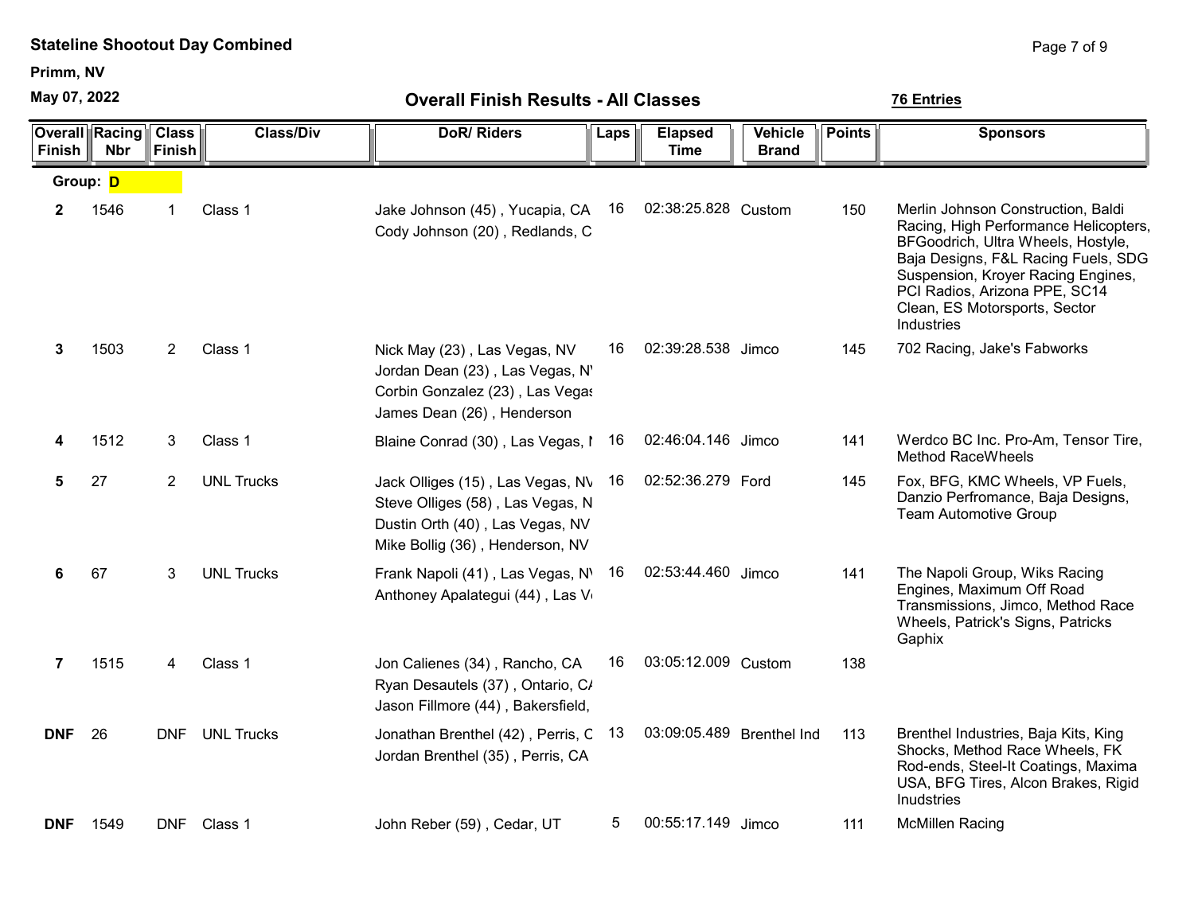**Stateline Shootout Day Combined**

**Primm, NV**

**May 07, 2022**

## Overall Finish Results - All Classes

**76 Entries**

| Overall Finish | Racing Nbr | Class Finish | Class/Div | DoR/ Riders | Laps | Elapsed Time | Vehicle Brand | Points | Sponsors |
|---|---|---|---|---|---|---|---|---|---|
| **Group: D** | | | | | | | | | |
| **2** | 1546 | 1 | Class 1 | Jake Johnson (45) , Yucapia, CA<br>Cody Johnson (20) , Redlands, C | 16 | 02:38:25.828 | Custom | 150 | Merlin Johnson Construction, Baldi Racing, High Performance Helicopters, BFGoodrich, Ultra Wheels, Hostyle, Baja Designs, F&L Racing Fuels, SDG Suspension, Kroyer Racing Engines, PCI Radios, Arizona PPE, SC14 Clean, ES Motorsports, Sector Industries |
| **3** | 1503 | 2 | Class 1 | Nick May (23) , Las Vegas, NV<br>Jordan Dean (23) , Las Vegas, N<br>Corbin Gonzalez (23) , Las Vegas<br>James Dean (26) , Henderson | 16 | 02:39:28.538 | Jimco | 145 | 702 Racing, Jake's Fabworks |
| **4** | 1512 | 3 | Class 1 | Blaine Conrad (30) , Las Vegas, I | 16 | 02:46:04.146 | Jimco | 141 | Werdco BC Inc. Pro-Am, Tensor Tire, Method RaceWheels |
| **5** | 27 | 2 | UNL Trucks | Jack Olliges (15) , Las Vegas, NV<br>Steve Olliges (58) , Las Vegas, N<br>Dustin Orth (40) , Las Vegas, NV<br>Mike Bollig (36) , Henderson, NV | 16 | 02:52:36.279 | Ford | 145 | Fox, BFG, KMC Wheels, VP Fuels, Danzio Perfromance, Baja Designs, Team Automotive Group |
| **6** | 67 | 3 | UNL Trucks | Frank Napoli (41) , Las Vegas, N<br>Anthoney Apalategui (44) , Las V | 16 | 02:53:44.460 | Jimco | 141 | The Napoli Group, Wiks Racing Engines, Maximum Off Road Transmissions, Jimco, Method Race Wheels, Patrick's Signs, Patricks Gaphix |
| **7** | 1515 | 4 | Class 1 | Jon Calienes (34) , Rancho, CA<br>Ryan Desautels (37) , Ontario, C<br>Jason Fillmore (44) , Bakersfield, | 16 | 03:05:12.009 | Custom | 138 | |
| **DNF** | 26 | DNF | UNL Trucks | Jonathan Brenthel (42) , Perris, C<br>Jordan Brenthel (35) , Perris, CA | 13 | 03:09:05.489 | Brenthel Ind | 113 | Brenthel Industries, Baja Kits, King Shocks, Method Race Wheels, FK Rod-ends, Steel-It Coatings, Maxima USA, BFG Tires, Alcon Brakes, Rigid Inudstries |
| **DNF** | 1549 | DNF | Class 1 | John Reber (59) , Cedar, UT | 5 | 00:55:17.149 | Jimco | 111 | McMillen Racing |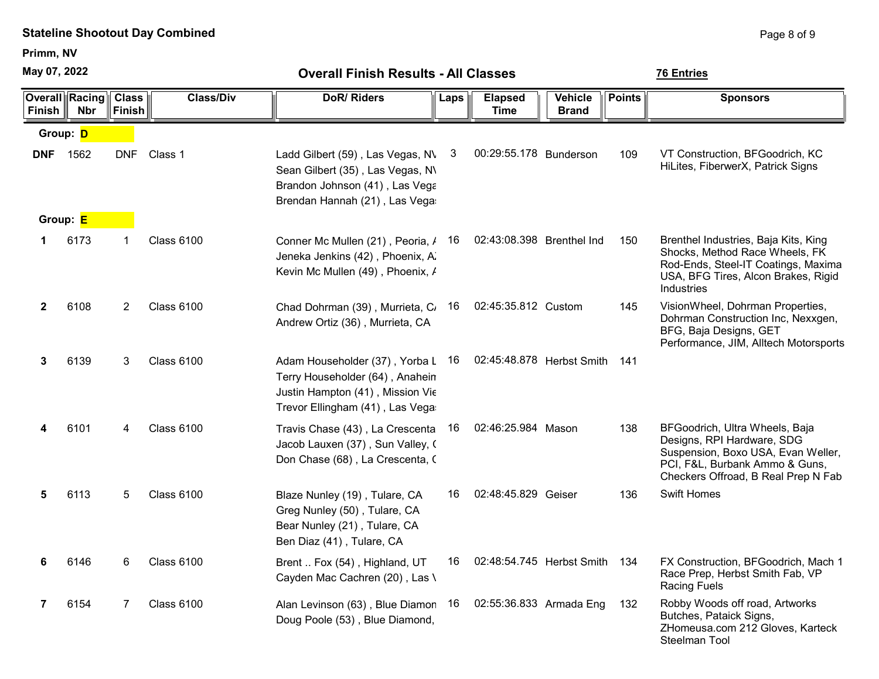**Stateline Shootout Day Combined**

**Primm, NV**

**May 07, 2022**

## Overall Finish Results - All Classes

**76 Entries**

| Overall Finish | Racing Nbr | Class Finish | Class/Div | DoR/ Riders | Laps | Elapsed Time | Vehicle Brand | Points | Sponsors |
|---|---|---|---|---|---|---|---|---|---|
| **Group: D** | | | | | | | | | |
| **DNF** | 1562 | DNF | Class 1 | Ladd Gilbert (59) , Las Vegas, NV<br>Sean Gilbert (35) , Las Vegas, NV<br>Brandon Johnson (41) , Las Vega<br>Brendan Hannah (21) , Las Vegas | 3 | 00:29:55.178 | Bunderson | 109 | VT Construction, BFGoodrich, KC HiLites, FiberwerX, Patrick Signs |
| **Group: E** | | | | | | | | | |
| **1** | 6173 | 1 | Class 6100 | Conner Mc Mullen (21) , Peoria, A<br>Jeneka Jenkins (42) , Phoenix, AZ<br>Kevin Mc Mullen (49) , Phoenix, A | 16 | 02:43:08.398 | Brenthel Ind | 150 | Brenthel Industries, Baja Kits, King Shocks, Method Race Wheels, FK Rod-Ends, Steel-IT Coatings, Maxima USA, BFG Tires, Alcon Brakes, Rigid Industries |
| **2** | 6108 | 2 | Class 6100 | Chad Dohrman (39) , Murrieta, CA<br>Andrew Ortiz (36) , Murrieta, CA | 16 | 02:45:35.812 | Custom | 145 | VisionWheel, Dohrman Properties, Dohrman Construction Inc, Nexxgen, BFG, Baja Designs, GET Performance, JIM, Alltech Motorsports |
| **3** | 6139 | 3 | Class 6100 | Adam Householder (37) , Yorba L<br>Terry Householder (64) , Anaheim<br>Justin Hampton (41) , Mission Vie<br>Trevor Ellingham (41) , Las Vegas | 16 | 02:45:48.878 | Herbst Smith | 141 | |
| **4** | 6101 | 4 | Class 6100 | Travis Chase (43) , La Crescenta<br>Jacob Lauxen (37) , Sun Valley, C<br>Don Chase (68) , La Crescenta, C | 16 | 02:46:25.984 | Mason | 138 | BFGoodrich, Ultra Wheels, Baja Designs, RPI Hardware, SDG Suspension, Boxo USA, Evan Weller, PCI, F&L, Burbank Ammo & Guns, Checkers Offroad, B Real Prep N Fab |
| **5** | 6113 | 5 | Class 6100 | Blaze Nunley (19) , Tulare, CA<br>Greg Nunley (50) , Tulare, CA<br>Bear Nunley (21) , Tulare, CA<br>Ben Diaz (41) , Tulare, CA | 16 | 02:48:45.829 | Geiser | 136 | Swift Homes |
| **6** | 6146 | 6 | Class 6100 | Brent .. Fox (54) , Highland, UT<br>Cayden Mac Cachren (20) , Las V | 16 | 02:48:54.745 | Herbst Smith | 134 | FX Construction, BFGoodrich, Mach 1 Race Prep, Herbst Smith Fab, VP Racing Fuels |
| **7** | 6154 | 7 | Class 6100 | Alan Levinson (63) , Blue Diamon<br>Doug Poole (53) , Blue Diamond, | 16 | 02:55:36.833 | Armada Eng | 132 | Robby Woods off road, Artworks Butches, Pataick Signs, ZHomeusa.com 212 Gloves, Karteck Steelman Tool |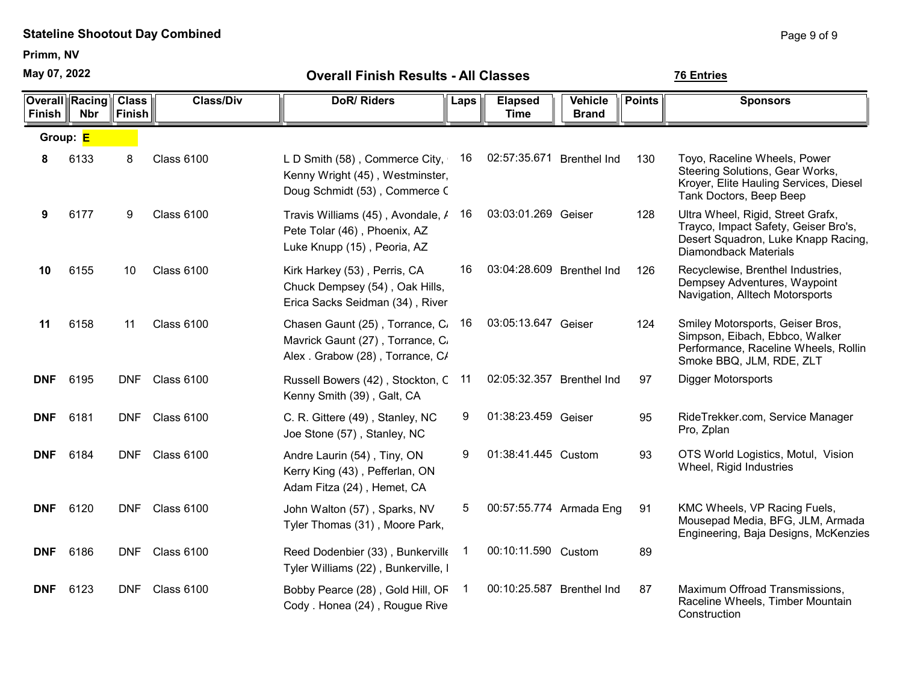**Stateline Shootout Day Combined**

**Primm, NV**

**May 07, 2022**

## Overall Finish Results - All Classes

**76 Entries**

| Overall Finish | Racing Nbr | Class Finish | Class/Div | DoR/ Riders | Laps | Elapsed Time | Vehicle Brand | Points | Sponsors |
|---|---|---|---|---|---|---|---|---|---|
| **Group: E** | | | | | | | | | |
| **8** | 6133 | 8 | Class 6100 | L D Smith (58) , Commerce City, Kenny Wright (45) , Westminster, Doug Schmidt (53) , Commerce C | 16 | 02:57:35.671 | Brenthel Ind | 130 | Toyo, Raceline Wheels, Power Steering Solutions, Gear Works, Kroyer, Elite Hauling Services, Diesel Tank Doctors, Beep Beep |
| **9** | 6177 | 9 | Class 6100 | Travis Williams (45) , Avondale, A Pete Tolar (46) , Phoenix, AZ Luke Knupp (15) , Peoria, AZ | 16 | 03:03:01.269 | Geiser | 128 | Ultra Wheel, Rigid, Street Grafx, Trayco, Impact Safety, Geiser Bro's, Desert Squadron, Luke Knapp Racing, Diamondback Materials |
| **10** | 6155 | 10 | Class 6100 | Kirk Harkey (53) , Perris, CA Chuck Dempsey (54) , Oak Hills, Erica Sacks Seidman (34) , River | 16 | 03:04:28.609 | Brenthel Ind | 126 | Recyclewise, Brenthel Industries, Dempsey Adventures, Waypoint Navigation, Alltech Motorsports |
| **11** | 6158 | 11 | Class 6100 | Chasen Gaunt (25) , Torrance, C Mavrick Gaunt (27) , Torrance, C Alex . Grabow (28) , Torrance, C | 16 | 03:05:13.647 | Geiser | 124 | Smiley Motorsports, Geiser Bros, Simpson, Eibach, Ebbco, Walker Performance, Raceline Wheels, Rollin Smoke BBQ, JLM, RDE, ZLT |
| **DNF** | 6195 | DNF | Class 6100 | Russell Bowers (42) , Stockton, C Kenny Smith (39) , Galt, CA | 11 | 02:05:32.357 | Brenthel Ind | 97 | Digger Motorsports |
| **DNF** | 6181 | DNF | Class 6100 | C. R. Gittere (49) , Stanley, NC Joe Stone (57) , Stanley, NC | 9 | 01:38:23.459 | Geiser | 95 | RideTrekker.com, Service Manager Pro, Zplan |
| **DNF** | 6184 | DNF | Class 6100 | Andre Laurin (54) , Tiny, ON Kerry King (43) , Pefferlan, ON Adam Fitza (24) , Hemet, CA | 9 | 01:38:41.445 | Custom | 93 | OTS World Logistics, Motul, Vision Wheel, Rigid Industries |
| **DNF** | 6120 | DNF | Class 6100 | John Walton (57) , Sparks, NV Tyler Thomas (31) , Moore Park, | 5 | 00:57:55.774 | Armada Eng | 91 | KMC Wheels, VP Racing Fuels, Mousepad Media, BFG, JLM, Armada Engineering, Baja Designs, McKenzies |
| **DNF** | 6186 | DNF | Class 6100 | Reed Dodenbier (33) , Bunkerville Tyler Williams (22) , Bunkerville, I | 1 | 00:10:11.590 | Custom | 89 | |
| **DNF** | 6123 | DNF | Class 6100 | Bobby Pearce (28) , Gold Hill, OF Cody . Honea (24) , Rougue Rive | 1 | 00:10:25.587 | Brenthel Ind | 87 | Maximum Offroad Transmissions, Raceline Wheels, Timber Mountain Construction |